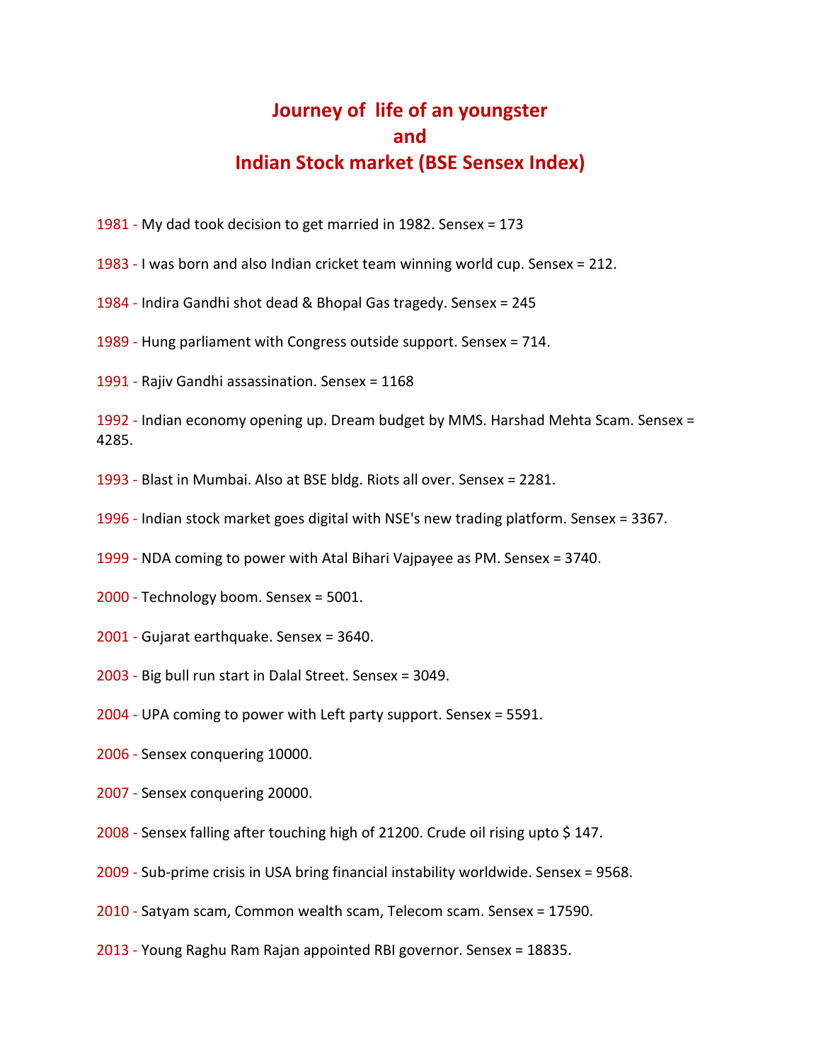# Journey of life of an youngster
# and
# Indian Stock market (BSE Sensex Index)

1981 - My dad took decision to get married in 1982. Sensex = 173

1983 - I was born and also Indian cricket team winning world cup. Sensex = 212.

1984 - Indira Gandhi shot dead & Bhopal Gas tragedy. Sensex = 245

1989 - Hung parliament with Congress outside support. Sensex = 714.

1991 - Rajiv Gandhi assassination. Sensex = 1168

1992 - Indian economy opening up. Dream budget by MMS. Harshad Mehta Scam. Sensex = 4285.

1993 - Blast in Mumbai. Also at BSE bldg. Riots all over. Sensex = 2281.

1996 - Indian stock market goes digital with NSE's new trading platform. Sensex = 3367.

1999 - NDA coming to power with Atal Bihari Vajpayee as PM. Sensex = 3740.

2000 - Technology boom. Sensex = 5001.

2001 - Gujarat earthquake. Sensex = 3640.

2003 - Big bull run start in Dalal Street. Sensex = 3049.

2004 - UPA coming to power with Left party support. Sensex = 5591.

2006 - Sensex conquering 10000.

2007 - Sensex conquering 20000.

2008 - Sensex falling after touching high of 21200. Crude oil rising upto $ 147.

2009 - Sub-prime crisis in USA bring financial instability worldwide. Sensex = 9568.

2010 - Satyam scam, Common wealth scam, Telecom scam. Sensex = 17590.

2013 - Young Raghu Ram Rajan appointed RBI governor. Sensex = 18835.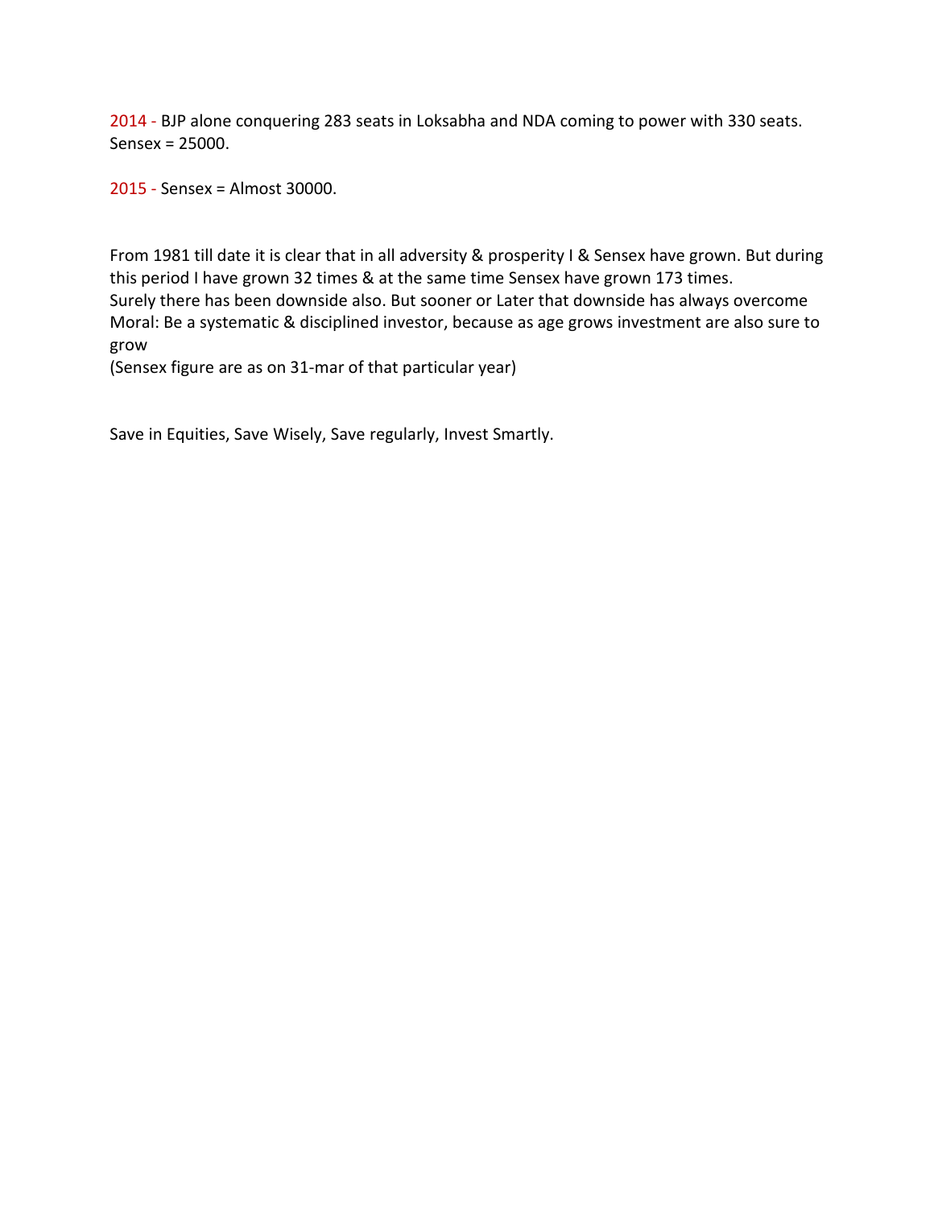2014 - BJP alone conquering 283 seats in Loksabha and NDA coming to power with 330 seats.
Sensex = 25000.

2015 - Sensex = Almost 30000.

From 1981 till date it is clear that in all adversity & prosperity I & Sensex have grown. But during this period I have grown 32 times & at the same time Sensex have grown 173 times.
Surely there has been downside also. But sooner or Later that downside has always overcome
Moral: Be a systematic & disciplined investor, because as age grows investment are also sure to grow
(Sensex figure are as on 31-mar of that particular year)

Save in Equities, Save Wisely, Save regularly, Invest Smartly.